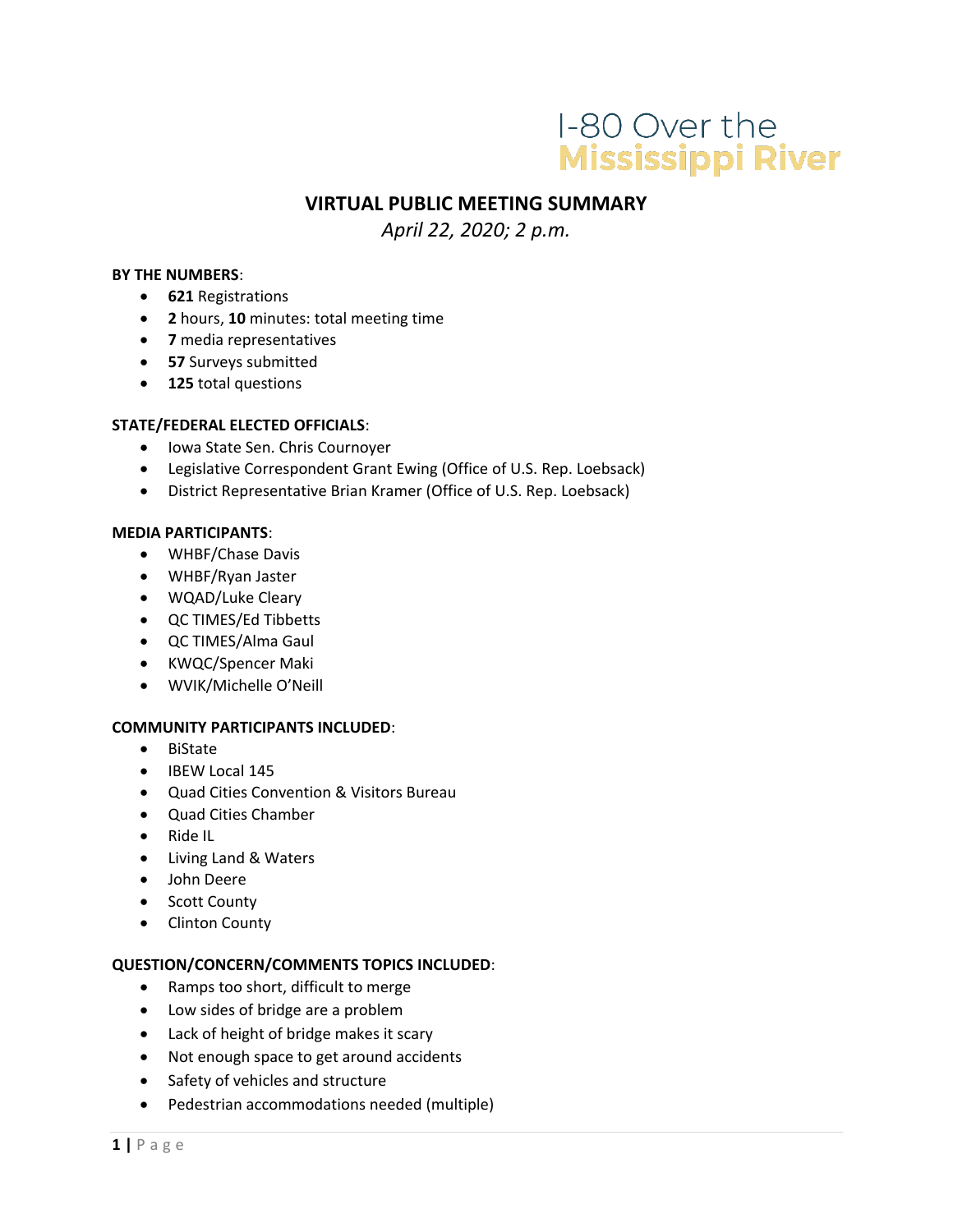# I-80 Over the Mississippi River

## VIRTUAL PUBLIC MEETING SUMMARY

*April 22, 2020; 2 p.m.*

**BY THE NUMBERS**:

- **621** Registrations
- **2** hours, **10** minutes: total meeting time
- **7** media representatives
- **57** Surveys submitted
- **125** total questions

**STATE/FEDERAL ELECTED OFFICIALS**:

- Iowa State Sen. Chris Cournoyer
- Legislative Correspondent Grant Ewing (Office of U.S. Rep. Loebsack)
- District Representative Brian Kramer (Office of U.S. Rep. Loebsack)

**MEDIA PARTICIPANTS**:

- WHBF/Chase Davis
- WHBF/Ryan Jaster
- WQAD/Luke Cleary
- QC TIMES/Ed Tibbetts
- QC TIMES/Alma Gaul
- KWQC/Spencer Maki
- WVIK/Michelle O'Neill

**COMMUNITY PARTICIPANTS INCLUDED**:

- BiState
- IBEW Local 145
- Quad Cities Convention & Visitors Bureau
- Quad Cities Chamber
- Ride IL
- Living Land & Waters
- John Deere
- Scott County
- Clinton County

**QUESTION/CONCERN/COMMENTS TOPICS INCLUDED**:

- Ramps too short, difficult to merge
- Low sides of bridge are a problem
- Lack of height of bridge makes it scary
- Not enough space to get around accidents
- Safety of vehicles and structure
- Pedestrian accommodations needed (multiple)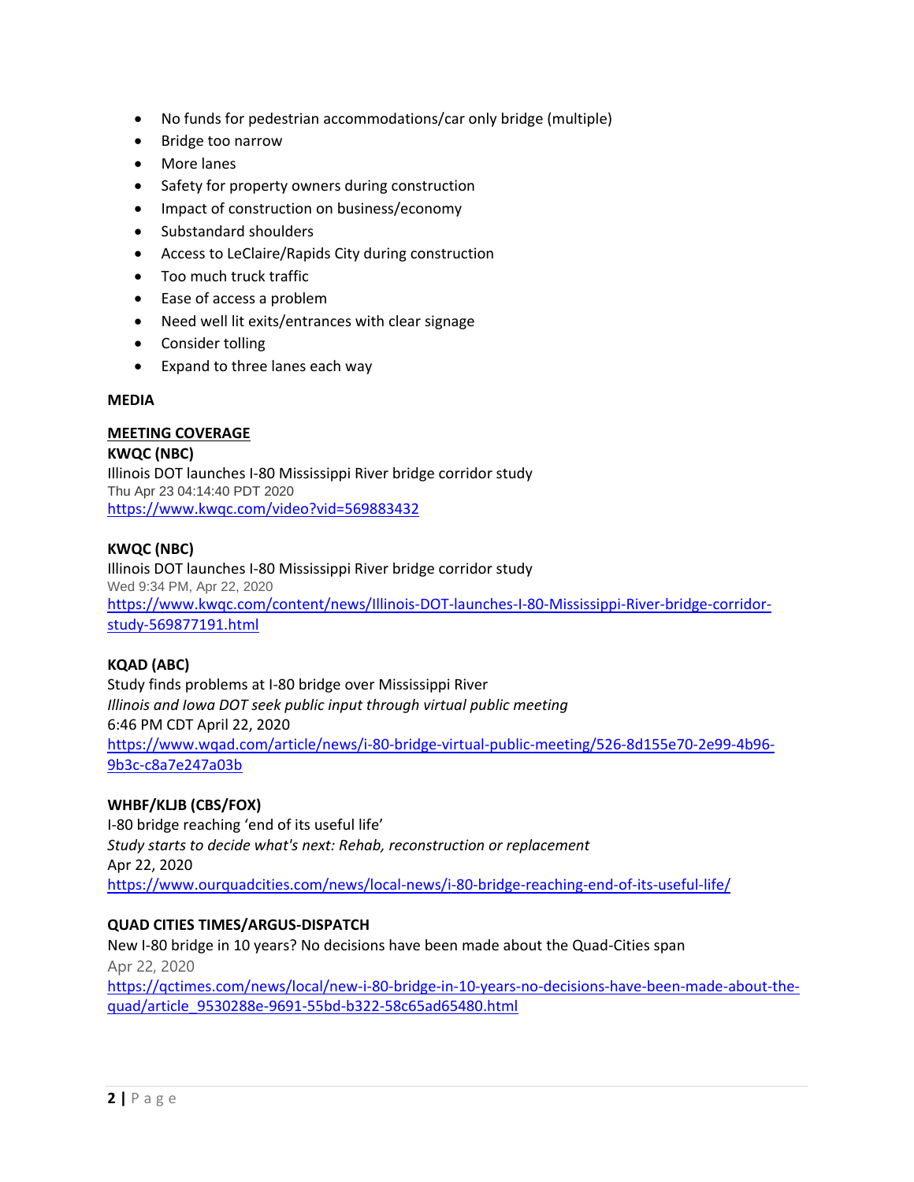- No funds for pedestrian accommodations/car only bridge (multiple)
- Bridge too narrow
- More lanes
- Safety for property owners during construction
- Impact of construction on business/economy
- Substandard shoulders
- Access to LeClaire/Rapids City during construction
- Too much truck traffic
- Ease of access a problem
- Need well lit exits/entrances with clear signage
- Consider tolling
- Expand to three lanes each way

**MEDIA**

**MEETING COVERAGE**

**KWQC (NBC)**
Illinois DOT launches I-80 Mississippi River bridge corridor study
Thu Apr 23 04:14:40 PDT 2020
https://www.kwqc.com/video?vid=569883432

**KWQC (NBC)**
Illinois DOT launches I-80 Mississippi River bridge corridor study
Wed 9:34 PM, Apr 22, 2020
https://www.kwqc.com/content/news/Illinois-DOT-launches-I-80-Mississippi-River-bridge-corridor-study-569877191.html

**KQAD (ABC)**
Study finds problems at I-80 bridge over Mississippi River
*Illinois and Iowa DOT seek public input through virtual public meeting*
6:46 PM CDT April 22, 2020
https://www.wqad.com/article/news/i-80-bridge-virtual-public-meeting/526-8d155e70-2e99-4b96-9b3c-c8a7e247a03b

**WHBF/KLJB (CBS/FOX)**
I-80 bridge reaching 'end of its useful life'
*Study starts to decide what's next: Rehab, reconstruction or replacement*
Apr 22, 2020
https://www.ourquadcities.com/news/local-news/i-80-bridge-reaching-end-of-its-useful-life/

**QUAD CITIES TIMES/ARGUS-DISPATCH**
New I-80 bridge in 10 years? No decisions have been made about the Quad-Cities span
Apr 22, 2020
https://qctimes.com/news/local/new-i-80-bridge-in-10-years-no-decisions-have-been-made-about-the-quad/article_9530288e-9691-55bd-b322-58c65ad65480.html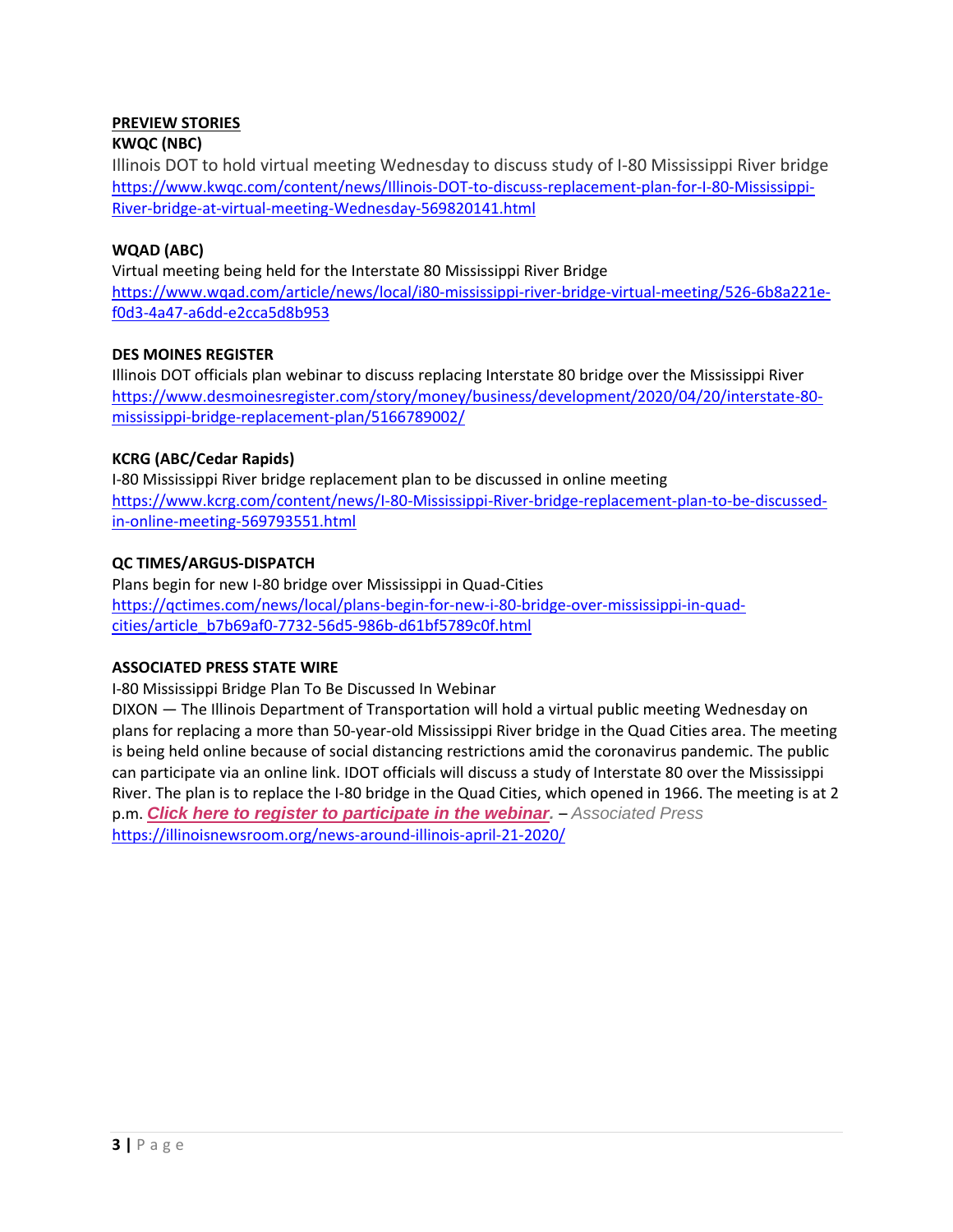**PREVIEW STORIES**

**KWQC (NBC)**

Illinois DOT to hold virtual meeting Wednesday to discuss study of I-80 Mississippi River bridge
https://www.kwqc.com/content/news/Illinois-DOT-to-discuss-replacement-plan-for-I-80-Mississippi-River-bridge-at-virtual-meeting-Wednesday-569820141.html

**WQAD (ABC)**

Virtual meeting being held for the Interstate 80 Mississippi River Bridge
https://www.wqad.com/article/news/local/i80-mississippi-river-bridge-virtual-meeting/526-6b8a221e-f0d3-4a47-a6dd-e2cca5d8b953

**DES MOINES REGISTER**

Illinois DOT officials plan webinar to discuss replacing Interstate 80 bridge over the Mississippi River
https://www.desmoinesregister.com/story/money/business/development/2020/04/20/interstate-80-mississippi-bridge-replacement-plan/5166789002/

**KCRG (ABC/Cedar Rapids)**

I-80 Mississippi River bridge replacement plan to be discussed in online meeting
https://www.kcrg.com/content/news/I-80-Mississippi-River-bridge-replacement-plan-to-be-discussed-in-online-meeting-569793551.html

**QC TIMES/ARGUS-DISPATCH**

Plans begin for new I-80 bridge over Mississippi in Quad-Cities
https://qctimes.com/news/local/plans-begin-for-new-i-80-bridge-over-mississippi-in-quad-cities/article_b7b69af0-7732-56d5-986b-d61bf5789c0f.html

**ASSOCIATED PRESS STATE WIRE**

I-80 Mississippi Bridge Plan To Be Discussed In Webinar

DIXON — The Illinois Department of Transportation will hold a virtual public meeting Wednesday on plans for replacing a more than 50-year-old Mississippi River bridge in the Quad Cities area. The meeting is being held online because of social distancing restrictions amid the coronavirus pandemic. The public can participate via an online link. IDOT officials will discuss a study of Interstate 80 over the Mississippi River. The plan is to replace the I-80 bridge in the Quad Cities, which opened in 1966. The meeting is at 2 p.m. ***Click here to register to participate in the webinar.*** – *Associated Press*
https://illinoisnewsroom.org/news-around-illinois-april-21-2020/